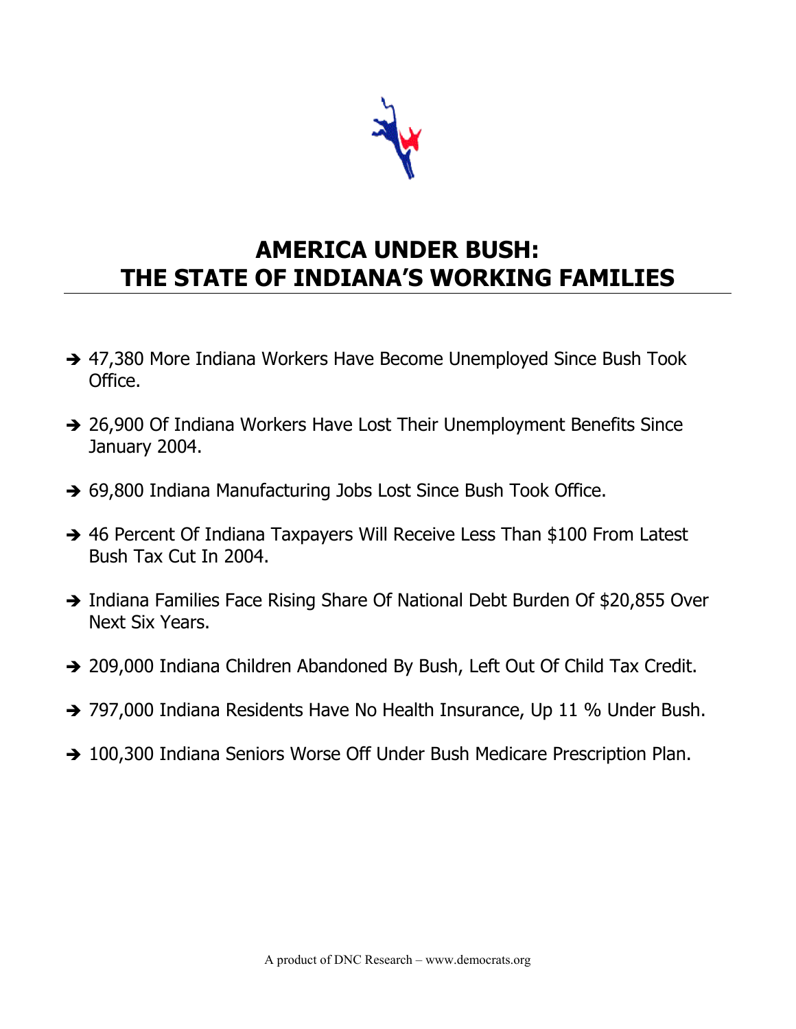# AMERICA UNDER BUSH: THE STATE OF INDIANA'S WORKING FAMILIES

- ➔ 47,380 More Indiana Workers Have Become Unemployed Since Bush Took Office.
- ➔ 26,900 Of Indiana Workers Have Lost Their Unemployment Benefits Since January 2004.
- ➔ 69,800 Indiana Manufacturing Jobs Lost Since Bush Took Office.
- ➔ 46 Percent Of Indiana Taxpayers Will Receive Less Than $100 From Latest Bush Tax Cut In 2004.
- ➔ Indiana Families Face Rising Share Of National Debt Burden Of $20,855 Over Next Six Years.
- ➔ 209,000 Indiana Children Abandoned By Bush, Left Out Of Child Tax Credit.
- ➔ 797,000 Indiana Residents Have No Health Insurance, Up 11 % Under Bush.
- ➔ 100,300 Indiana Seniors Worse Off Under Bush Medicare Prescription Plan.

A product of DNC Research – www.democrats.org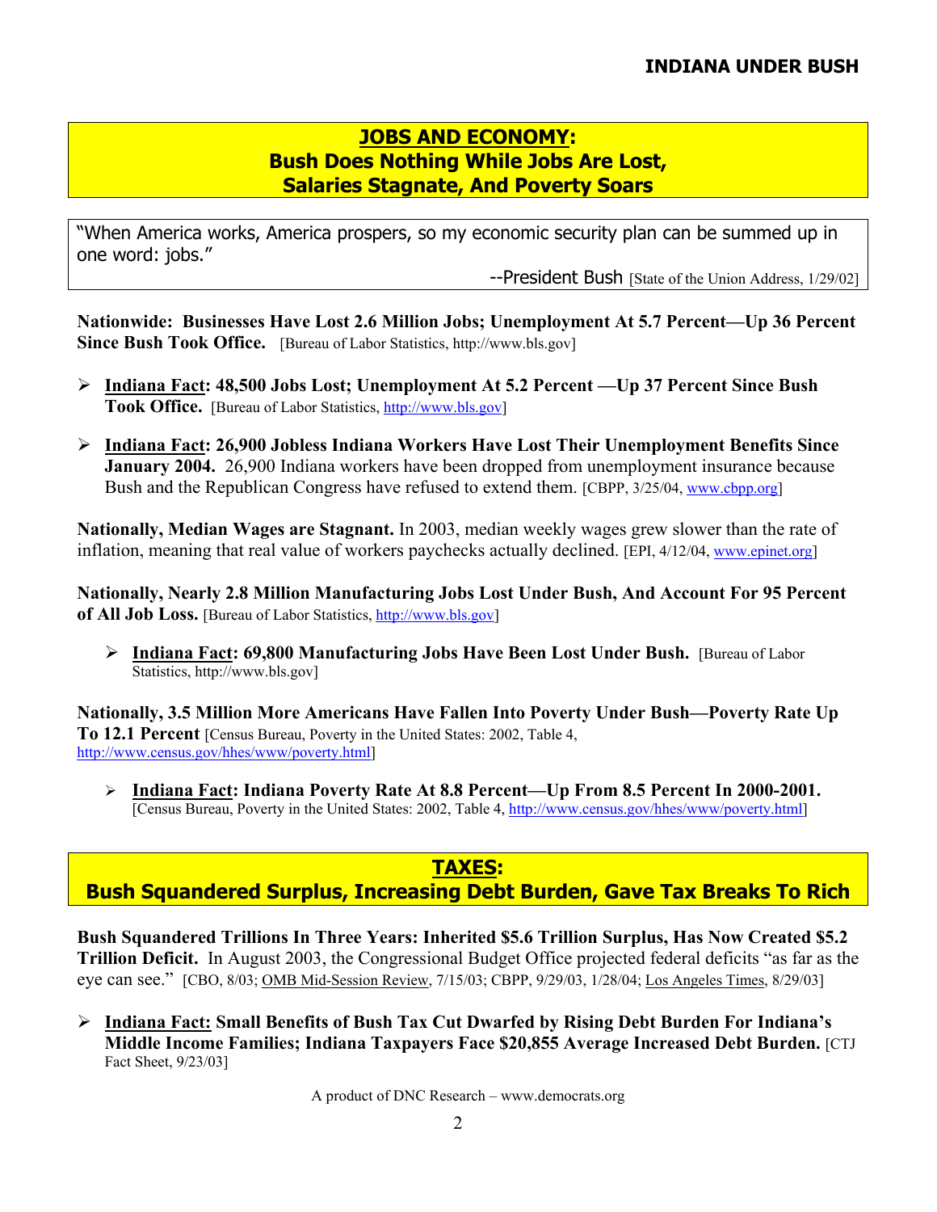## JOBS AND ECONOMY: Bush Does Nothing While Jobs Are Lost, Salaries Stagnate, And Poverty Soars

> "When America works, America prospers, so my economic security plan can be summed up in one word: jobs."
>
> --President Bush [State of the Union Address, 1/29/02]

**Nationwide: Businesses Have Lost 2.6 Million Jobs; Unemployment At 5.7 Percent—Up 36 Percent Since Bush Took Office.** [Bureau of Labor Statistics, http://www.bls.gov]

- **Indiana Fact: 48,500 Jobs Lost; Unemployment At 5.2 Percent —Up 37 Percent Since Bush Took Office.** [Bureau of Labor Statistics, http://www.bls.gov]
- **Indiana Fact: 26,900 Jobless Indiana Workers Have Lost Their Unemployment Benefits Since January 2004.** 26,900 Indiana workers have been dropped from unemployment insurance because Bush and the Republican Congress have refused to extend them. [CBPP, 3/25/04, www.cbpp.org]

**Nationally, Median Wages are Stagnant.** In 2003, median weekly wages grew slower than the rate of inflation, meaning that real value of workers paychecks actually declined. [EPI, 4/12/04, www.epinet.org]

**Nationally, Nearly 2.8 Million Manufacturing Jobs Lost Under Bush, And Account For 95 Percent of All Job Loss.** [Bureau of Labor Statistics, http://www.bls.gov]

- **Indiana Fact: 69,800 Manufacturing Jobs Have Been Lost Under Bush.** [Bureau of Labor Statistics, http://www.bls.gov]

**Nationally, 3.5 Million More Americans Have Fallen Into Poverty Under Bush—Poverty Rate Up To 12.1 Percent** [Census Bureau, Poverty in the United States: 2002, Table 4, http://www.census.gov/hhes/www/poverty.html]

- **Indiana Fact: Indiana Poverty Rate At 8.8 Percent—Up From 8.5 Percent In 2000-2001.** [Census Bureau, Poverty in the United States: 2002, Table 4, http://www.census.gov/hhes/www/poverty.html]

## TAXES: Bush Squandered Surplus, Increasing Debt Burden, Gave Tax Breaks To Rich

**Bush Squandered Trillions In Three Years: Inherited $5.6 Trillion Surplus, Has Now Created $5.2 Trillion Deficit.** In August 2003, the Congressional Budget Office projected federal deficits "as far as the eye can see." [CBO, 8/03; OMB Mid-Session Review, 7/15/03; CBPP, 9/29/03, 1/28/04; Los Angeles Times, 8/29/03]

- **Indiana Fact: Small Benefits of Bush Tax Cut Dwarfed by Rising Debt Burden For Indiana's Middle Income Families; Indiana Taxpayers Face $20,855 Average Increased Debt Burden.** [CTJ Fact Sheet, 9/23/03]

A product of DNC Research – www.democrats.org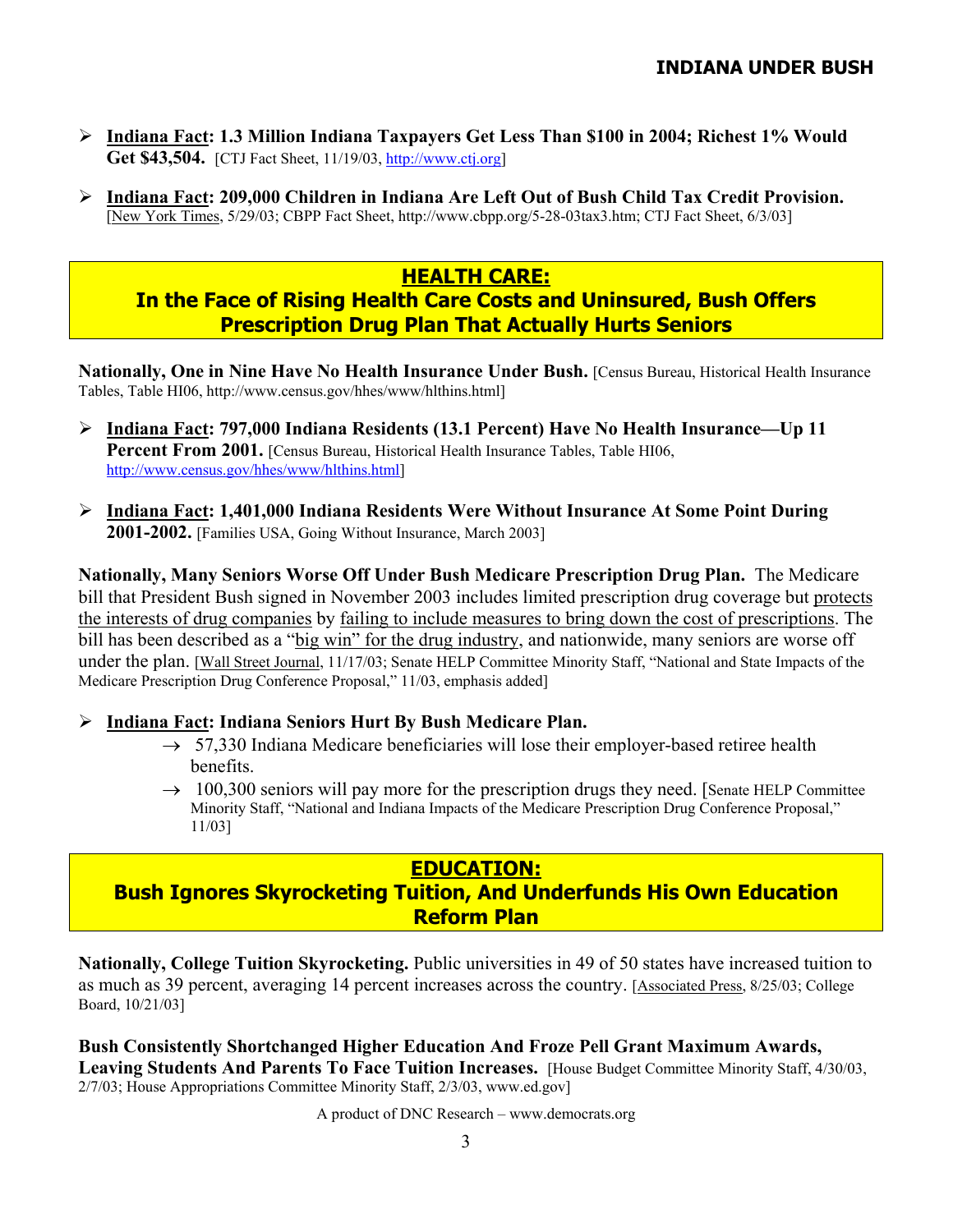- **Indiana Fact: 1.3 Million Indiana Taxpayers Get Less Than $100 in 2004; Richest 1% Would Get $43,504.** [CTJ Fact Sheet, 11/19/03, http://www.ctj.org]

- **Indiana Fact: 209,000 Children in Indiana Are Left Out of Bush Child Tax Credit Provision.** [New York Times, 5/29/03; CBPP Fact Sheet, http://www.cbpp.org/5-28-03tax3.htm; CTJ Fact Sheet, 6/3/03]

## HEALTH CARE: In the Face of Rising Health Care Costs and Uninsured, Bush Offers Prescription Drug Plan That Actually Hurts Seniors

**Nationally, One in Nine Have No Health Insurance Under Bush.** [Census Bureau, Historical Health Insurance Tables, Table HI06, http://www.census.gov/hhes/www/hlthins.html]

- **Indiana Fact: 797,000 Indiana Residents (13.1 Percent) Have No Health Insurance—Up 11 Percent From 2001.** [Census Bureau, Historical Health Insurance Tables, Table HI06, http://www.census.gov/hhes/www/hlthins.html]

- **Indiana Fact: 1,401,000 Indiana Residents Were Without Insurance At Some Point During 2001-2002.** [Families USA, Going Without Insurance, March 2003]

**Nationally, Many Seniors Worse Off Under Bush Medicare Prescription Drug Plan.** The Medicare bill that President Bush signed in November 2003 includes limited prescription drug coverage but protects the interests of drug companies by failing to include measures to bring down the cost of prescriptions. The bill has been described as a "big win" for the drug industry, and nationwide, many seniors are worse off under the plan. [Wall Street Journal, 11/17/03; Senate HELP Committee Minority Staff, "National and State Impacts of the Medicare Prescription Drug Conference Proposal," 11/03, emphasis added]

- **Indiana Fact: Indiana Seniors Hurt By Bush Medicare Plan.**
  - → 57,330 Indiana Medicare beneficiaries will lose their employer-based retiree health benefits.
  - → 100,300 seniors will pay more for the prescription drugs they need. [Senate HELP Committee Minority Staff, "National and Indiana Impacts of the Medicare Prescription Drug Conference Proposal," 11/03]

## EDUCATION: Bush Ignores Skyrocketing Tuition, And Underfunds His Own Education Reform Plan

**Nationally, College Tuition Skyrocketing.** Public universities in 49 of 50 states have increased tuition to as much as 39 percent, averaging 14 percent increases across the country. [Associated Press, 8/25/03; College Board, 10/21/03]

**Bush Consistently Shortchanged Higher Education And Froze Pell Grant Maximum Awards, Leaving Students And Parents To Face Tuition Increases.** [House Budget Committee Minority Staff, 4/30/03, 2/7/03; House Appropriations Committee Minority Staff, 2/3/03, www.ed.gov]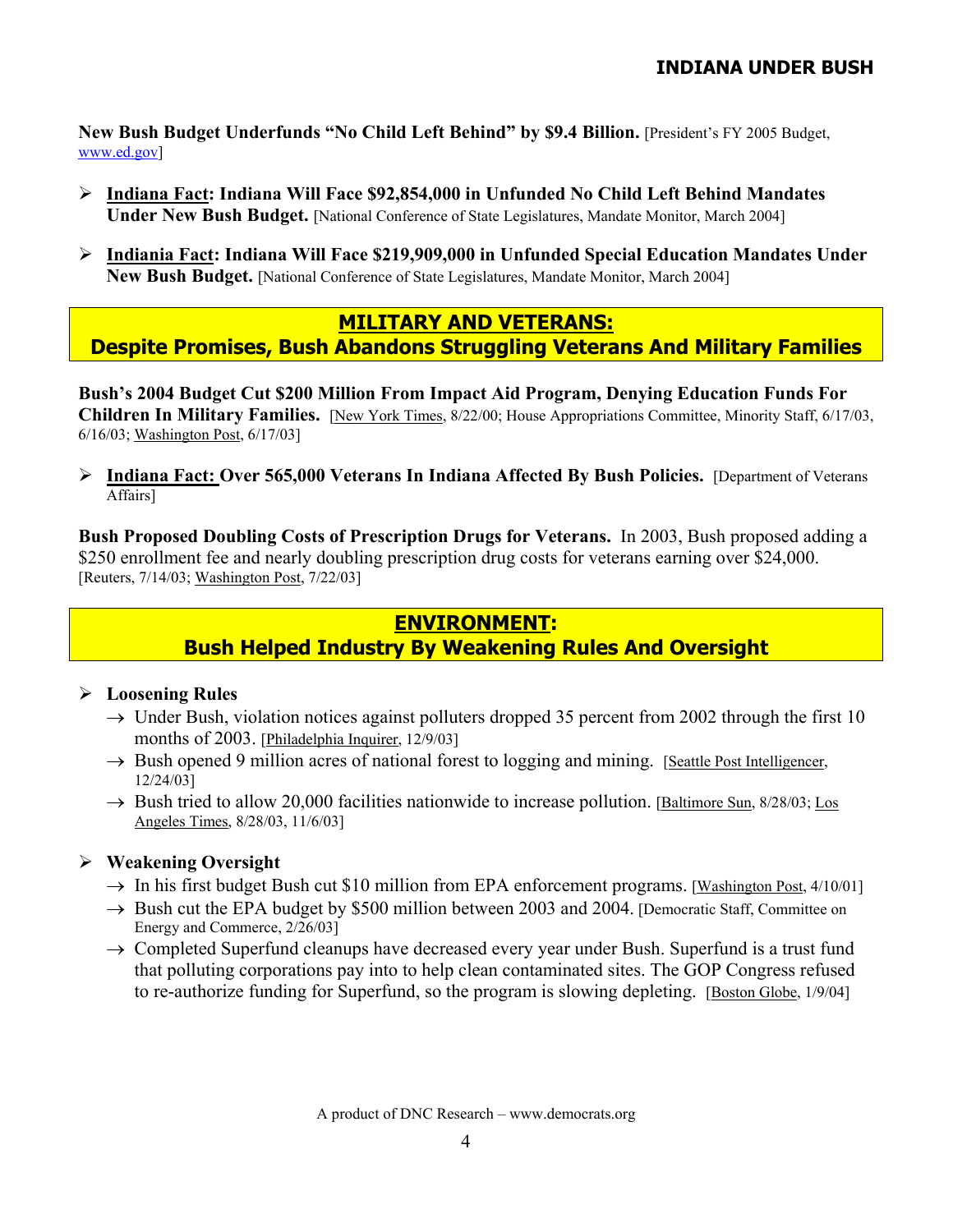**New Bush Budget Underfunds "No Child Left Behind" by $9.4 Billion.** [President's FY 2005 Budget, www.ed.gov]

- **Indiana Fact: Indiana Will Face $92,854,000 in Unfunded No Child Left Behind Mandates Under New Bush Budget.** [National Conference of State Legislatures, Mandate Monitor, March 2004]

- **Indiania Fact: Indiana Will Face $219,909,000 in Unfunded Special Education Mandates Under New Bush Budget.** [National Conference of State Legislatures, Mandate Monitor, March 2004]

## MILITARY AND VETERANS: Despite Promises, Bush Abandons Struggling Veterans And Military Families

**Bush's 2004 Budget Cut $200 Million From Impact Aid Program, Denying Education Funds For Children In Military Families.** [New York Times, 8/22/00; House Appropriations Committee, Minority Staff, 6/17/03, 6/16/03; Washington Post, 6/17/03]

- **Indiana Fact: Over 565,000 Veterans In Indiana Affected By Bush Policies.** [Department of Veterans Affairs]

**Bush Proposed Doubling Costs of Prescription Drugs for Veterans.** In 2003, Bush proposed adding a $250 enrollment fee and nearly doubling prescription drug costs for veterans earning over $24,000. [Reuters, 7/14/03; Washington Post, 7/22/03]

## ENVIRONMENT: Bush Helped Industry By Weakening Rules And Oversight

- **Loosening Rules**
  - → Under Bush, violation notices against polluters dropped 35 percent from 2002 through the first 10 months of 2003. [Philadelphia Inquirer, 12/9/03]
  - → Bush opened 9 million acres of national forest to logging and mining. [Seattle Post Intelligencer, 12/24/03]
  - → Bush tried to allow 20,000 facilities nationwide to increase pollution. [Baltimore Sun, 8/28/03; Los Angeles Times, 8/28/03, 11/6/03]

- **Weakening Oversight**
  - → In his first budget Bush cut $10 million from EPA enforcement programs. [Washington Post, 4/10/01]
  - → Bush cut the EPA budget by $500 million between 2003 and 2004. [Democratic Staff, Committee on Energy and Commerce, 2/26/03]
  - → Completed Superfund cleanups have decreased every year under Bush. Superfund is a trust fund that polluting corporations pay into to help clean contaminated sites. The GOP Congress refused to re-authorize funding for Superfund, so the program is slowing depleting. [Boston Globe, 1/9/04]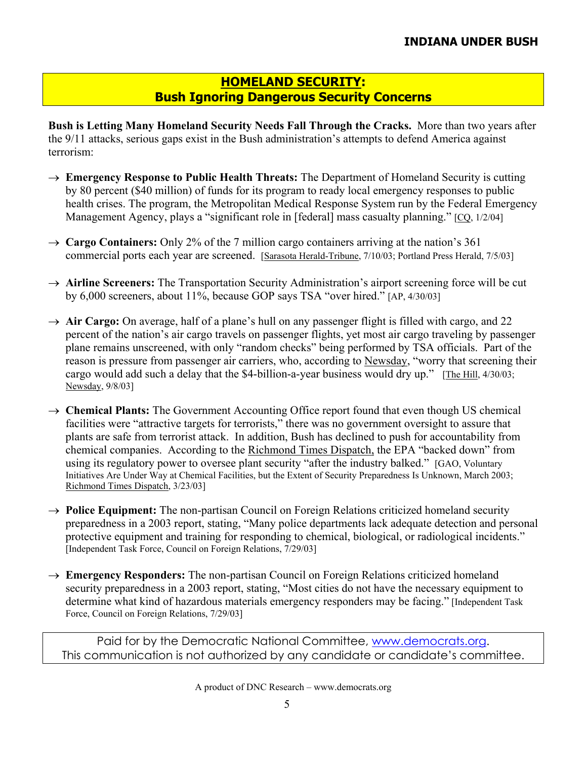## **HOMELAND SECURITY: Bush Ignoring Dangerous Security Concerns**

**Bush is Letting Many Homeland Security Needs Fall Through the Cracks.** More than two years after the 9/11 attacks, serious gaps exist in the Bush administration's attempts to defend America against terrorism:

- → **Emergency Response to Public Health Threats:** The Department of Homeland Security is cutting by 80 percent ($40 million) of funds for its program to ready local emergency responses to public health crises. The program, the Metropolitan Medical Response System run by the Federal Emergency Management Agency, plays a "significant role in [federal] mass casualty planning." [CQ, 1/2/04]

- → **Cargo Containers:** Only 2% of the 7 million cargo containers arriving at the nation's 361 commercial ports each year are screened. [Sarasota Herald-Tribune, 7/10/03; Portland Press Herald, 7/5/03]

- → **Airline Screeners:** The Transportation Security Administration's airport screening force will be cut by 6,000 screeners, about 11%, because GOP says TSA "over hired." [AP, 4/30/03]

- → **Air Cargo:** On average, half of a plane's hull on any passenger flight is filled with cargo, and 22 percent of the nation's air cargo travels on passenger flights, yet most air cargo traveling by passenger plane remains unscreened, with only "random checks" being performed by TSA officials. Part of the reason is pressure from passenger air carriers, who, according to Newsday, "worry that screening their cargo would add such a delay that the $4-billion-a-year business would dry up." [The Hill, 4/30/03; Newsday, 9/8/03]

- → **Chemical Plants:** The Government Accounting Office report found that even though US chemical facilities were "attractive targets for terrorists," there was no government oversight to assure that plants are safe from terrorist attack. In addition, Bush has declined to push for accountability from chemical companies. According to the Richmond Times Dispatch, the EPA "backed down" from using its regulatory power to oversee plant security "after the industry balked." [GAO, Voluntary Initiatives Are Under Way at Chemical Facilities, but the Extent of Security Preparedness Is Unknown, March 2003; Richmond Times Dispatch, 3/23/03]

- → **Police Equipment:** The non-partisan Council on Foreign Relations criticized homeland security preparedness in a 2003 report, stating, "Many police departments lack adequate detection and personal protective equipment and training for responding to chemical, biological, or radiological incidents." [Independent Task Force, Council on Foreign Relations, 7/29/03]

- → **Emergency Responders:** The non-partisan Council on Foreign Relations criticized homeland security preparedness in a 2003 report, stating, "Most cities do not have the necessary equipment to determine what kind of hazardous materials emergency responders may be facing." [Independent Task Force, Council on Foreign Relations, 7/29/03]

Paid for by the Democratic National Committee, www.democrats.org.
This communication is not authorized by any candidate or candidate's committee.

A product of DNC Research – www.democrats.org